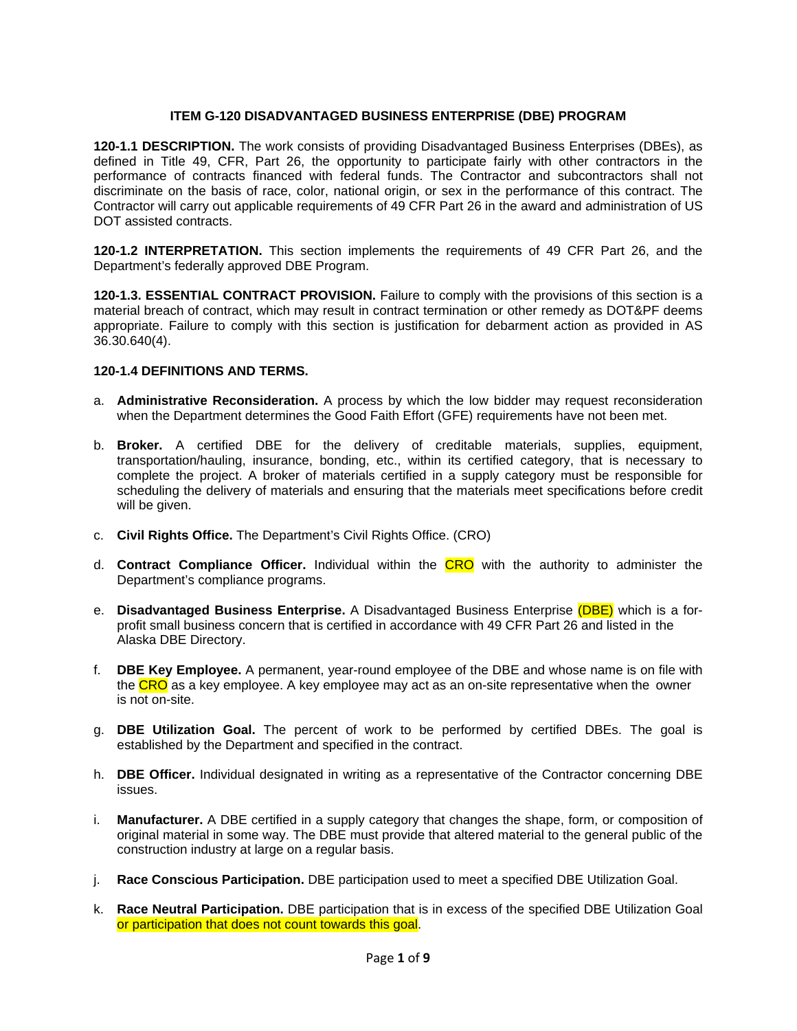# ITEM G-120 DISADVANTAGED BUSINESS ENTERPRISE (DBE) PROGRAM

**120-1.1 DESCRIPTION.** The work consists of providing Disadvantaged Business Enterprises (DBEs), as defined in Title 49, CFR, Part 26, the opportunity to participate fairly with other contractors in the performance of contracts financed with federal funds. The Contractor and subcontractors shall not discriminate on the basis of race, color, national origin, or sex in the performance of this contract. The Contractor will carry out applicable requirements of 49 CFR Part 26 in the award and administration of US DOT assisted contracts.

**120-1.2 INTERPRETATION.** This section implements the requirements of 49 CFR Part 26, and the Department's federally approved DBE Program.

**120-1.3. ESSENTIAL CONTRACT PROVISION.** Failure to comply with the provisions of this section is a material breach of contract, which may result in contract termination or other remedy as DOT&PF deems appropriate. Failure to comply with this section is justification for debarment action as provided in AS 36.30.640(4).

**120-1.4 DEFINITIONS AND TERMS.**

a. **Administrative Reconsideration.** A process by which the low bidder may request reconsideration when the Department determines the Good Faith Effort (GFE) requirements have not been met.

b. **Broker.** A certified DBE for the delivery of creditable materials, supplies, equipment, transportation/hauling, insurance, bonding, etc., within its certified category, that is necessary to complete the project. A broker of materials certified in a supply category must be responsible for scheduling the delivery of materials and ensuring that the materials meet specifications before credit will be given.

c. **Civil Rights Office.** The Department's Civil Rights Office. (CRO)

d. **Contract Compliance Officer.** Individual within the CRO with the authority to administer the Department's compliance programs.

e. **Disadvantaged Business Enterprise.** A Disadvantaged Business Enterprise (DBE) which is a for-profit small business concern that is certified in accordance with 49 CFR Part 26 and listed in the Alaska DBE Directory.

f. **DBE Key Employee.** A permanent, year-round employee of the DBE and whose name is on file with the CRO as a key employee. A key employee may act as an on-site representative when the owner is not on-site.

g. **DBE Utilization Goal.** The percent of work to be performed by certified DBEs. The goal is established by the Department and specified in the contract.

h. **DBE Officer.** Individual designated in writing as a representative of the Contractor concerning DBE issues.

i. **Manufacturer.** A DBE certified in a supply category that changes the shape, form, or composition of original material in some way. The DBE must provide that altered material to the general public of the construction industry at large on a regular basis.

j. **Race Conscious Participation.** DBE participation used to meet a specified DBE Utilization Goal.

k. **Race Neutral Participation.** DBE participation that is in excess of the specified DBE Utilization Goal or participation that does not count towards this goal.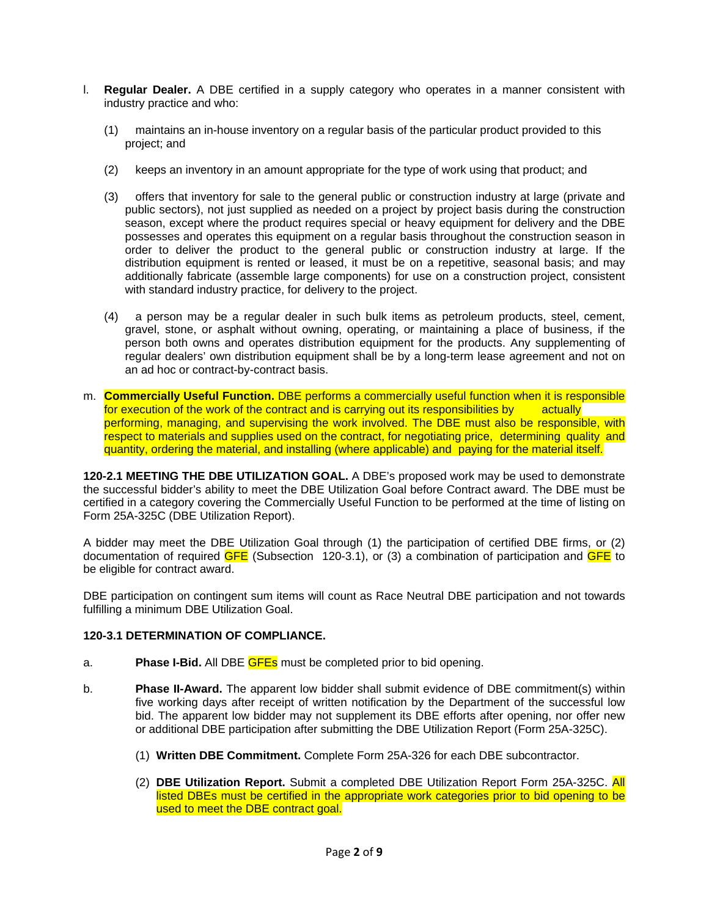l. **Regular Dealer.** A DBE certified in a supply category who operates in a manner consistent with industry practice and who:

   (1) maintains an in-house inventory on a regular basis of the particular product provided to this project; and

   (2) keeps an inventory in an amount appropriate for the type of work using that product; and

   (3) offers that inventory for sale to the general public or construction industry at large (private and public sectors), not just supplied as needed on a project by project basis during the construction season, except where the product requires special or heavy equipment for delivery and the DBE possesses and operates this equipment on a regular basis throughout the construction season in order to deliver the product to the general public or construction industry at large. If the distribution equipment is rented or leased, it must be on a repetitive, seasonal basis; and may additionally fabricate (assemble large components) for use on a construction project, consistent with standard industry practice, for delivery to the project.

   (4) a person may be a regular dealer in such bulk items as petroleum products, steel, cement, gravel, stone, or asphalt without owning, operating, or maintaining a place of business, if the person both owns and operates distribution equipment for the products. Any supplementing of regular dealers' own distribution equipment shall be by a long-term lease agreement and not on an ad hoc or contract-by-contract basis.

m. **Commercially Useful Function.** DBE performs a commercially useful function when it is responsible for execution of the work of the contract and is carrying out its responsibilities by actually performing, managing, and supervising the work involved. The DBE must also be responsible, with respect to materials and supplies used on the contract, for negotiating price, determining quality and quantity, ordering the material, and installing (where applicable) and paying for the material itself.

**120-2.1 MEETING THE DBE UTILIZATION GOAL.** A DBE's proposed work may be used to demonstrate the successful bidder's ability to meet the DBE Utilization Goal before Contract award. The DBE must be certified in a category covering the Commercially Useful Function to be performed at the time of listing on Form 25A-325C (DBE Utilization Report).

A bidder may meet the DBE Utilization Goal through (1) the participation of certified DBE firms, or (2) documentation of required GFE (Subsection 120-3.1), or (3) a combination of participation and GFE to be eligible for contract award.

DBE participation on contingent sum items will count as Race Neutral DBE participation and not towards fulfilling a minimum DBE Utilization Goal.

**120-3.1 DETERMINATION OF COMPLIANCE.**

a. **Phase I-Bid.** All DBE GFEs must be completed prior to bid opening.

b. **Phase II-Award.** The apparent low bidder shall submit evidence of DBE commitment(s) within five working days after receipt of written notification by the Department of the successful low bid. The apparent low bidder may not supplement its DBE efforts after opening, nor offer new or additional DBE participation after submitting the DBE Utilization Report (Form 25A-325C).

   (1) **Written DBE Commitment.** Complete Form 25A-326 for each DBE subcontractor.

   (2) **DBE Utilization Report.** Submit a completed DBE Utilization Report Form 25A-325C. All listed DBEs must be certified in the appropriate work categories prior to bid opening to be used to meet the DBE contract goal.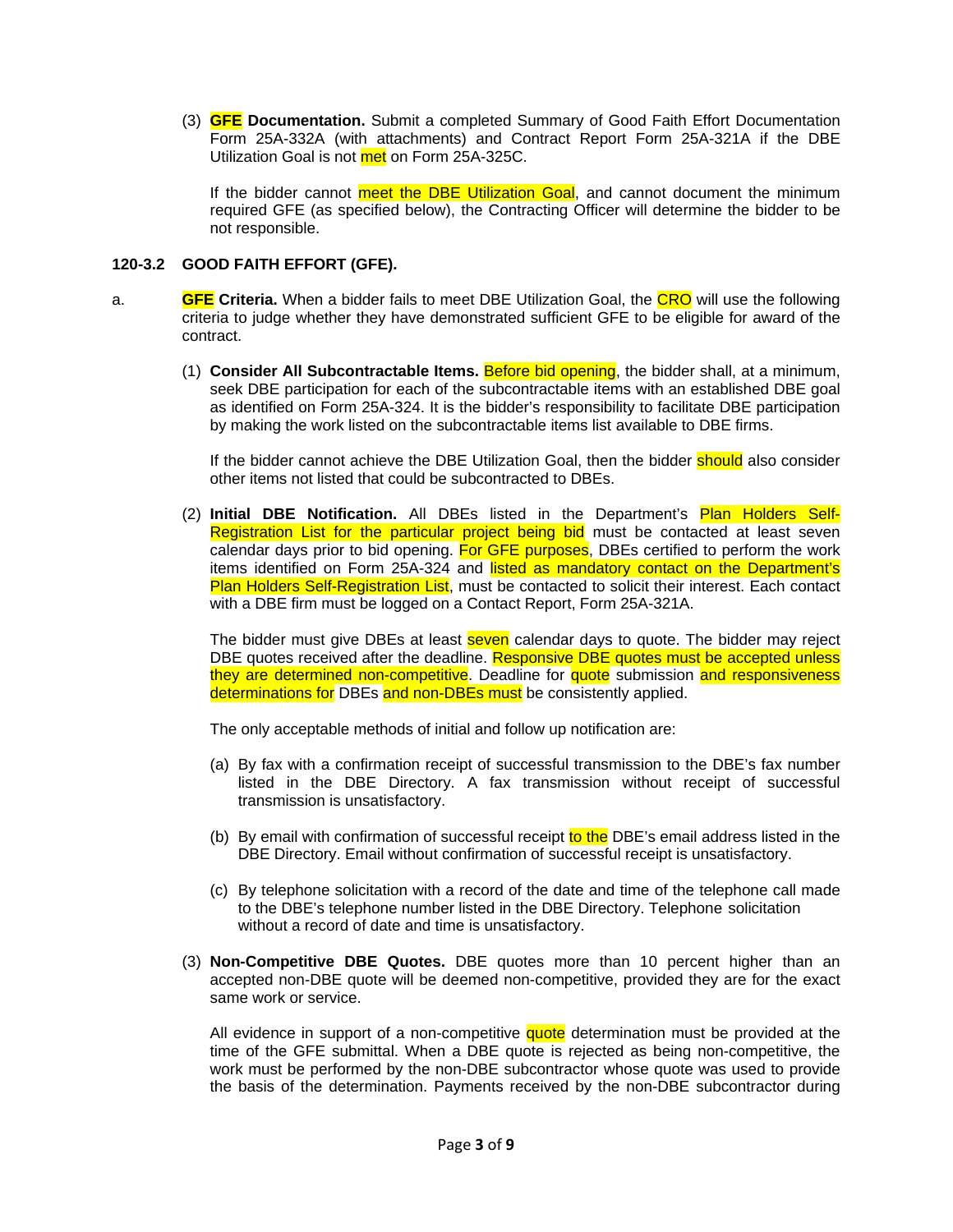(3) **GFE Documentation.** Submit a completed Summary of Good Faith Effort Documentation Form 25A-332A (with attachments) and Contract Report Form 25A-321A if the DBE Utilization Goal is not met on Form 25A-325C.

If the bidder cannot meet the DBE Utilization Goal, and cannot document the minimum required GFE (as specified below), the Contracting Officer will determine the bidder to be not responsible.

### 120-3.2 GOOD FAITH EFFORT (GFE).

a. **GFE Criteria.** When a bidder fails to meet DBE Utilization Goal, the CRO will use the following criteria to judge whether they have demonstrated sufficient GFE to be eligible for award of the contract.

(1) **Consider All Subcontractable Items.** Before bid opening, the bidder shall, at a minimum, seek DBE participation for each of the subcontractable items with an established DBE goal as identified on Form 25A-324. It is the bidder's responsibility to facilitate DBE participation by making the work listed on the subcontractable items list available to DBE firms.

If the bidder cannot achieve the DBE Utilization Goal, then the bidder should also consider other items not listed that could be subcontracted to DBEs.

(2) **Initial DBE Notification.** All DBEs listed in the Department's Plan Holders Self-Registration List for the particular project being bid must be contacted at least seven calendar days prior to bid opening. For GFE purposes, DBEs certified to perform the work items identified on Form 25A-324 and listed as mandatory contact on the Department's Plan Holders Self-Registration List, must be contacted to solicit their interest. Each contact with a DBE firm must be logged on a Contact Report, Form 25A-321A.

The bidder must give DBEs at least seven calendar days to quote. The bidder may reject DBE quotes received after the deadline. Responsive DBE quotes must be accepted unless they are determined non-competitive. Deadline for quote submission and responsiveness determinations for DBEs and non-DBEs must be consistently applied.

The only acceptable methods of initial and follow up notification are:

(a) By fax with a confirmation receipt of successful transmission to the DBE's fax number listed in the DBE Directory. A fax transmission without receipt of successful transmission is unsatisfactory.

(b) By email with confirmation of successful receipt to the DBE's email address listed in the DBE Directory. Email without confirmation of successful receipt is unsatisfactory.

(c) By telephone solicitation with a record of the date and time of the telephone call made to the DBE's telephone number listed in the DBE Directory. Telephone solicitation without a record of date and time is unsatisfactory.

(3) **Non-Competitive DBE Quotes.** DBE quotes more than 10 percent higher than an accepted non-DBE quote will be deemed non-competitive, provided they are for the exact same work or service.

All evidence in support of a non-competitive quote determination must be provided at the time of the GFE submittal. When a DBE quote is rejected as being non-competitive, the work must be performed by the non-DBE subcontractor whose quote was used to provide the basis of the determination. Payments received by the non-DBE subcontractor during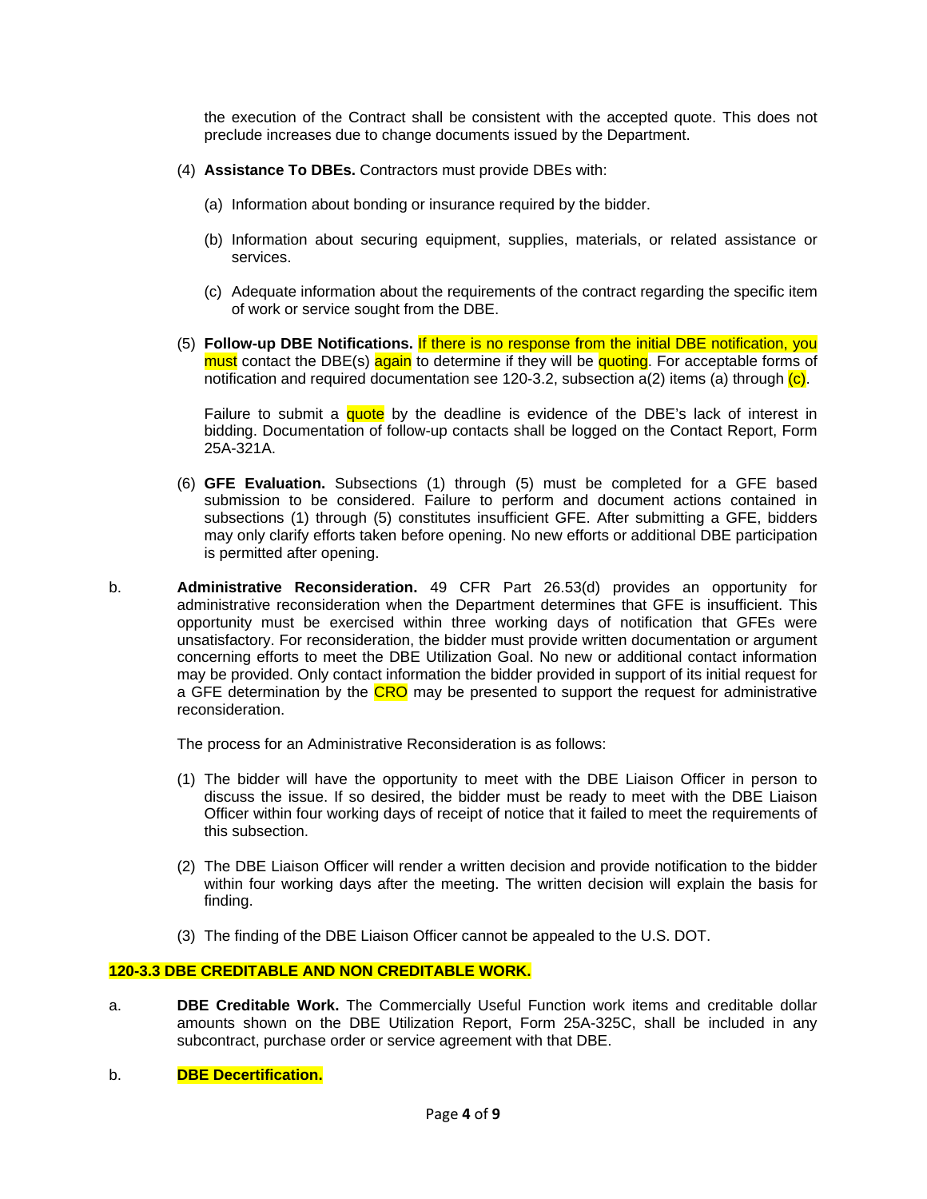the execution of the Contract shall be consistent with the accepted quote. This does not preclude increases due to change documents issued by the Department.

(4) **Assistance To DBEs.** Contractors must provide DBEs with:

(a) Information about bonding or insurance required by the bidder.

(b) Information about securing equipment, supplies, materials, or related assistance or services.

(c) Adequate information about the requirements of the contract regarding the specific item of work or service sought from the DBE.

(5) **Follow-up DBE Notifications.** If there is no response from the initial DBE notification, you must contact the DBE(s) again to determine if they will be quoting. For acceptable forms of notification and required documentation see 120-3.2, subsection a(2) items (a) through (c).

Failure to submit a quote by the deadline is evidence of the DBE's lack of interest in bidding. Documentation of follow-up contacts shall be logged on the Contact Report, Form 25A-321A.

(6) **GFE Evaluation.** Subsections (1) through (5) must be completed for a GFE based submission to be considered. Failure to perform and document actions contained in subsections (1) through (5) constitutes insufficient GFE. After submitting a GFE, bidders may only clarify efforts taken before opening. No new efforts or additional DBE participation is permitted after opening.

b. **Administrative Reconsideration.** 49 CFR Part 26.53(d) provides an opportunity for administrative reconsideration when the Department determines that GFE is insufficient. This opportunity must be exercised within three working days of notification that GFEs were unsatisfactory. For reconsideration, the bidder must provide written documentation or argument concerning efforts to meet the DBE Utilization Goal. No new or additional contact information may be provided. Only contact information the bidder provided in support of its initial request for a GFE determination by the CRO may be presented to support the request for administrative reconsideration.

The process for an Administrative Reconsideration is as follows:

(1) The bidder will have the opportunity to meet with the DBE Liaison Officer in person to discuss the issue. If so desired, the bidder must be ready to meet with the DBE Liaison Officer within four working days of receipt of notice that it failed to meet the requirements of this subsection.

(2) The DBE Liaison Officer will render a written decision and provide notification to the bidder within four working days after the meeting. The written decision will explain the basis for finding.

(3) The finding of the DBE Liaison Officer cannot be appealed to the U.S. DOT.

**120-3.3 DBE CREDITABLE AND NON CREDITABLE WORK.**

a. **DBE Creditable Work.** The Commercially Useful Function work items and creditable dollar amounts shown on the DBE Utilization Report, Form 25A-325C, shall be included in any subcontract, purchase order or service agreement with that DBE.

b. **DBE Decertification.**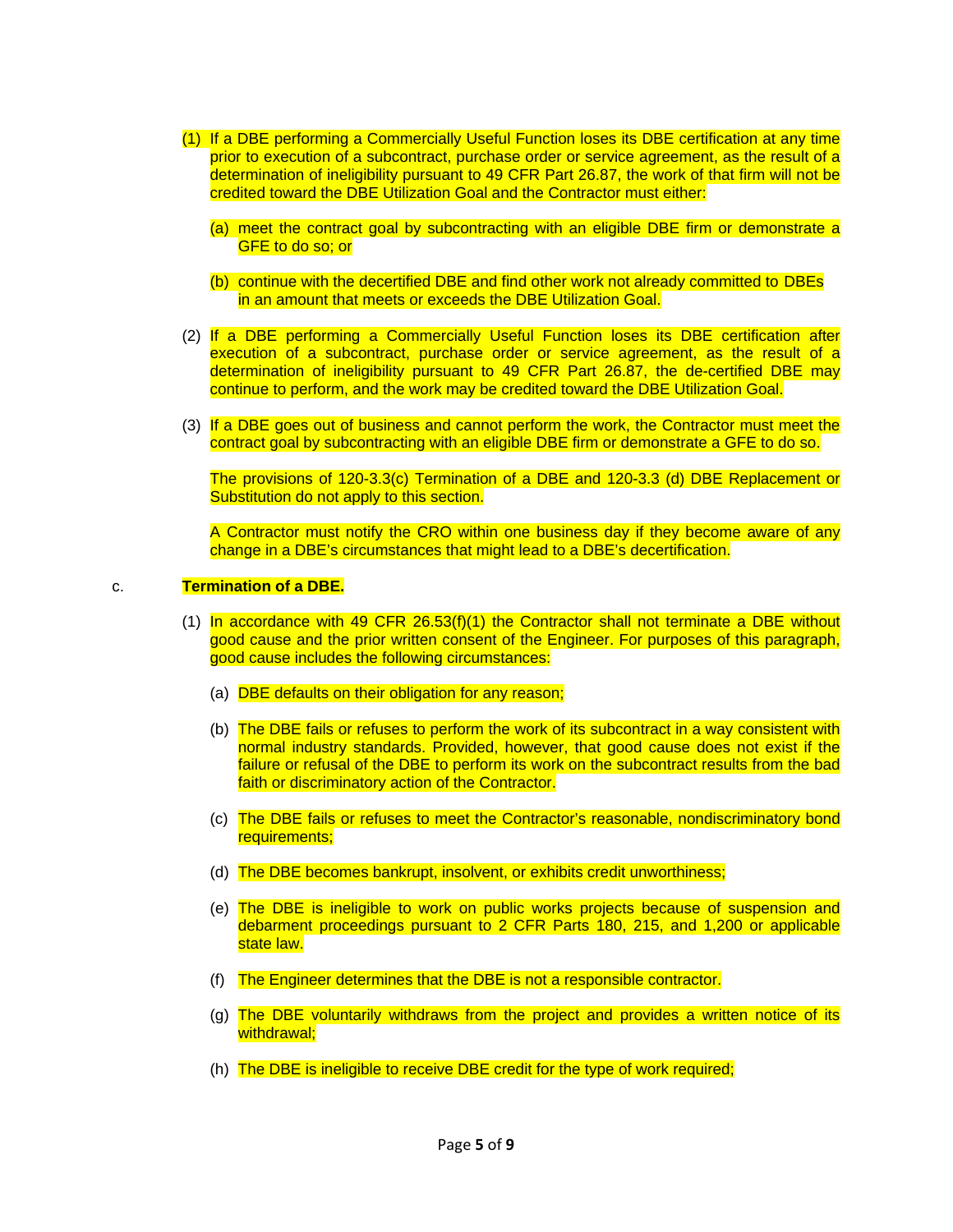(1) If a DBE performing a Commercially Useful Function loses its DBE certification at any time prior to execution of a subcontract, purchase order or service agreement, as the result of a determination of ineligibility pursuant to 49 CFR Part 26.87, the work of that firm will not be credited toward the DBE Utilization Goal and the Contractor must either:

  (a) meet the contract goal by subcontracting with an eligible DBE firm or demonstrate a GFE to do so; or

  (b) continue with the decertified DBE and find other work not already committed to DBEs in an amount that meets or exceeds the DBE Utilization Goal.

(2) If a DBE performing a Commercially Useful Function loses its DBE certification after execution of a subcontract, purchase order or service agreement, as the result of a determination of ineligibility pursuant to 49 CFR Part 26.87, the de-certified DBE may continue to perform, and the work may be credited toward the DBE Utilization Goal.

(3) If a DBE goes out of business and cannot perform the work, the Contractor must meet the contract goal by subcontracting with an eligible DBE firm or demonstrate a GFE to do so.

The provisions of 120-3.3(c) Termination of a DBE and 120-3.3 (d) DBE Replacement or Substitution do not apply to this section.

A Contractor must notify the CRO within one business day if they become aware of any change in a DBE's circumstances that might lead to a DBE's decertification.

c. **Termination of a DBE.**

(1) In accordance with 49 CFR 26.53(f)(1) the Contractor shall not terminate a DBE without good cause and the prior written consent of the Engineer. For purposes of this paragraph, good cause includes the following circumstances:

  (a) DBE defaults on their obligation for any reason;

  (b) The DBE fails or refuses to perform the work of its subcontract in a way consistent with normal industry standards. Provided, however, that good cause does not exist if the failure or refusal of the DBE to perform its work on the subcontract results from the bad faith or discriminatory action of the Contractor.

  (c) The DBE fails or refuses to meet the Contractor's reasonable, nondiscriminatory bond requirements;

  (d) The DBE becomes bankrupt, insolvent, or exhibits credit unworthiness;

  (e) The DBE is ineligible to work on public works projects because of suspension and debarment proceedings pursuant to 2 CFR Parts 180, 215, and 1,200 or applicable state law.

  (f) The Engineer determines that the DBE is not a responsible contractor.

  (g) The DBE voluntarily withdraws from the project and provides a written notice of its withdrawal;

  (h) The DBE is ineligible to receive DBE credit for the type of work required;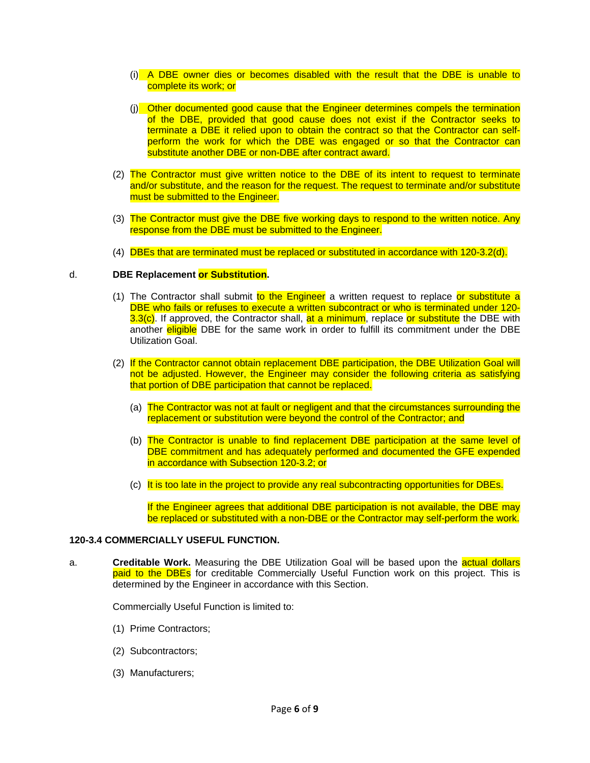(i) A DBE owner dies or becomes disabled with the result that the DBE is unable to complete its work; or

(j) Other documented good cause that the Engineer determines compels the termination of the DBE, provided that good cause does not exist if the Contractor seeks to terminate a DBE it relied upon to obtain the contract so that the Contractor can self-perform the work for which the DBE was engaged or so that the Contractor can substitute another DBE or non-DBE after contract award.

(2) The Contractor must give written notice to the DBE of its intent to request to terminate and/or substitute, and the reason for the request. The request to terminate and/or substitute must be submitted to the Engineer.

(3) The Contractor must give the DBE five working days to respond to the written notice. Any response from the DBE must be submitted to the Engineer.

(4) DBEs that are terminated must be replaced or substituted in accordance with 120-3.2(d).

d. **DBE Replacement or Substitution.**

(1) The Contractor shall submit to the Engineer a written request to replace or substitute a DBE who fails or refuses to execute a written subcontract or who is terminated under 120-3.3(c). If approved, the Contractor shall, at a minimum, replace or substitute the DBE with another eligible DBE for the same work in order to fulfill its commitment under the DBE Utilization Goal.

(2) If the Contractor cannot obtain replacement DBE participation, the DBE Utilization Goal will not be adjusted. However, the Engineer may consider the following criteria as satisfying that portion of DBE participation that cannot be replaced.

(a) The Contractor was not at fault or negligent and that the circumstances surrounding the replacement or substitution were beyond the control of the Contractor; and

(b) The Contractor is unable to find replacement DBE participation at the same level of DBE commitment and has adequately performed and documented the GFE expended in accordance with Subsection 120-3.2; or

(c) It is too late in the project to provide any real subcontracting opportunities for DBEs.

If the Engineer agrees that additional DBE participation is not available, the DBE may be replaced or substituted with a non-DBE or the Contractor may self-perform the work.

**120-3.4 COMMERCIALLY USEFUL FUNCTION.**

a. **Creditable Work.** Measuring the DBE Utilization Goal will be based upon the actual dollars paid to the DBEs for creditable Commercially Useful Function work on this project. This is determined by the Engineer in accordance with this Section.

Commercially Useful Function is limited to:

(1) Prime Contractors;

(2) Subcontractors;

(3) Manufacturers;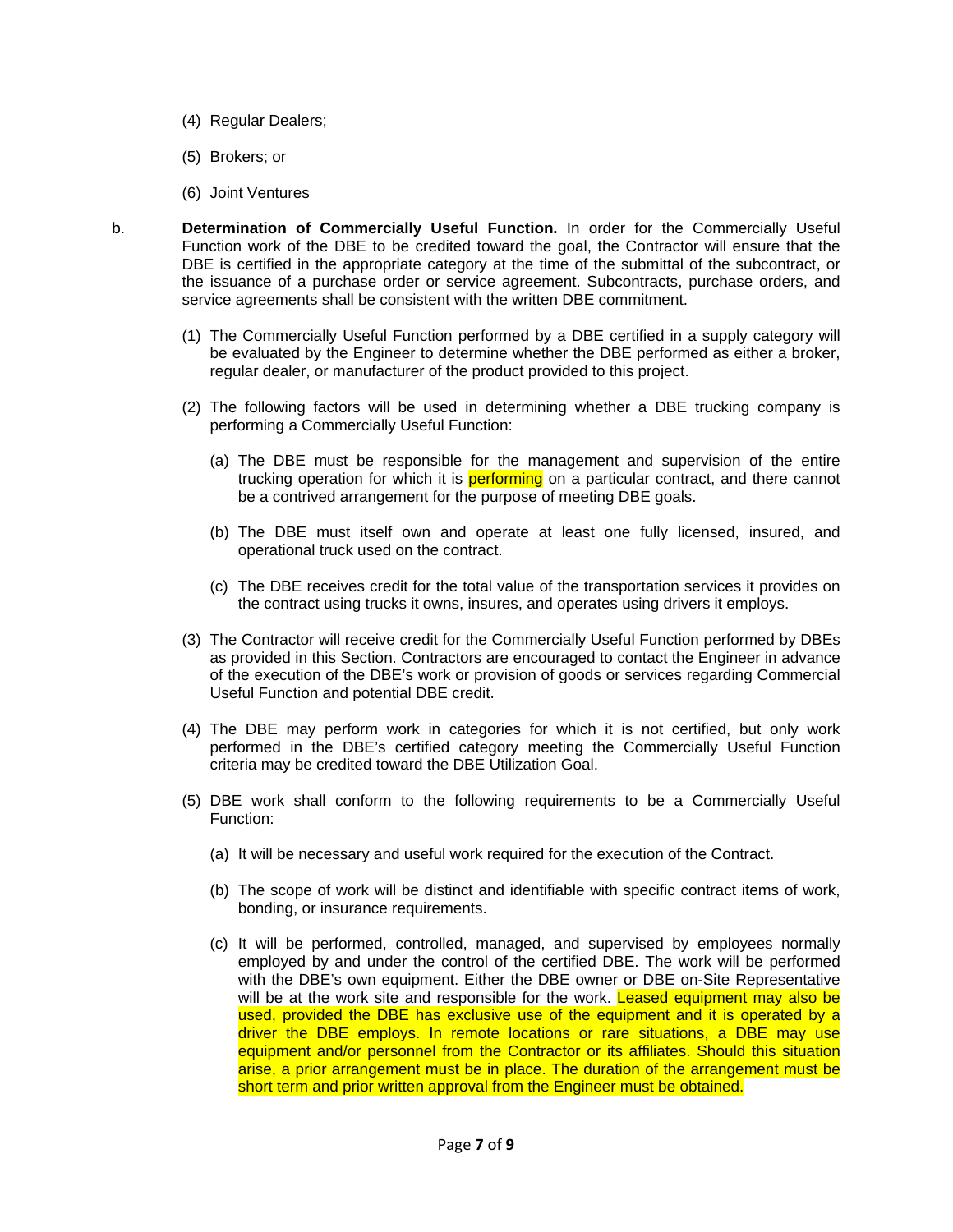(4) Regular Dealers;

(5) Brokers; or

(6) Joint Ventures

b. **Determination of Commercially Useful Function.** In order for the Commercially Useful Function work of the DBE to be credited toward the goal, the Contractor will ensure that the DBE is certified in the appropriate category at the time of the submittal of the subcontract, or the issuance of a purchase order or service agreement. Subcontracts, purchase orders, and service agreements shall be consistent with the written DBE commitment.

   (1) The Commercially Useful Function performed by a DBE certified in a supply category will be evaluated by the Engineer to determine whether the DBE performed as either a broker, regular dealer, or manufacturer of the product provided to this project.

   (2) The following factors will be used in determining whether a DBE trucking company is performing a Commercially Useful Function:

      (a) The DBE must be responsible for the management and supervision of the entire trucking operation for which it is performing on a particular contract, and there cannot be a contrived arrangement for the purpose of meeting DBE goals.

      (b) The DBE must itself own and operate at least one fully licensed, insured, and operational truck used on the contract.

      (c) The DBE receives credit for the total value of the transportation services it provides on the contract using trucks it owns, insures, and operates using drivers it employs.

   (3) The Contractor will receive credit for the Commercially Useful Function performed by DBEs as provided in this Section. Contractors are encouraged to contact the Engineer in advance of the execution of the DBE's work or provision of goods or services regarding Commercial Useful Function and potential DBE credit.

   (4) The DBE may perform work in categories for which it is not certified, but only work performed in the DBE's certified category meeting the Commercially Useful Function criteria may be credited toward the DBE Utilization Goal.

   (5) DBE work shall conform to the following requirements to be a Commercially Useful Function:

      (a) It will be necessary and useful work required for the execution of the Contract.

      (b) The scope of work will be distinct and identifiable with specific contract items of work, bonding, or insurance requirements.

      (c) It will be performed, controlled, managed, and supervised by employees normally employed by and under the control of the certified DBE. The work will be performed with the DBE's own equipment. Either the DBE owner or DBE on-Site Representative will be at the work site and responsible for the work. Leased equipment may also be used, provided the DBE has exclusive use of the equipment and it is operated by a driver the DBE employs. In remote locations or rare situations, a DBE may use equipment and/or personnel from the Contractor or its affiliates. Should this situation arise, a prior arrangement must be in place. The duration of the arrangement must be short term and prior written approval from the Engineer must be obtained.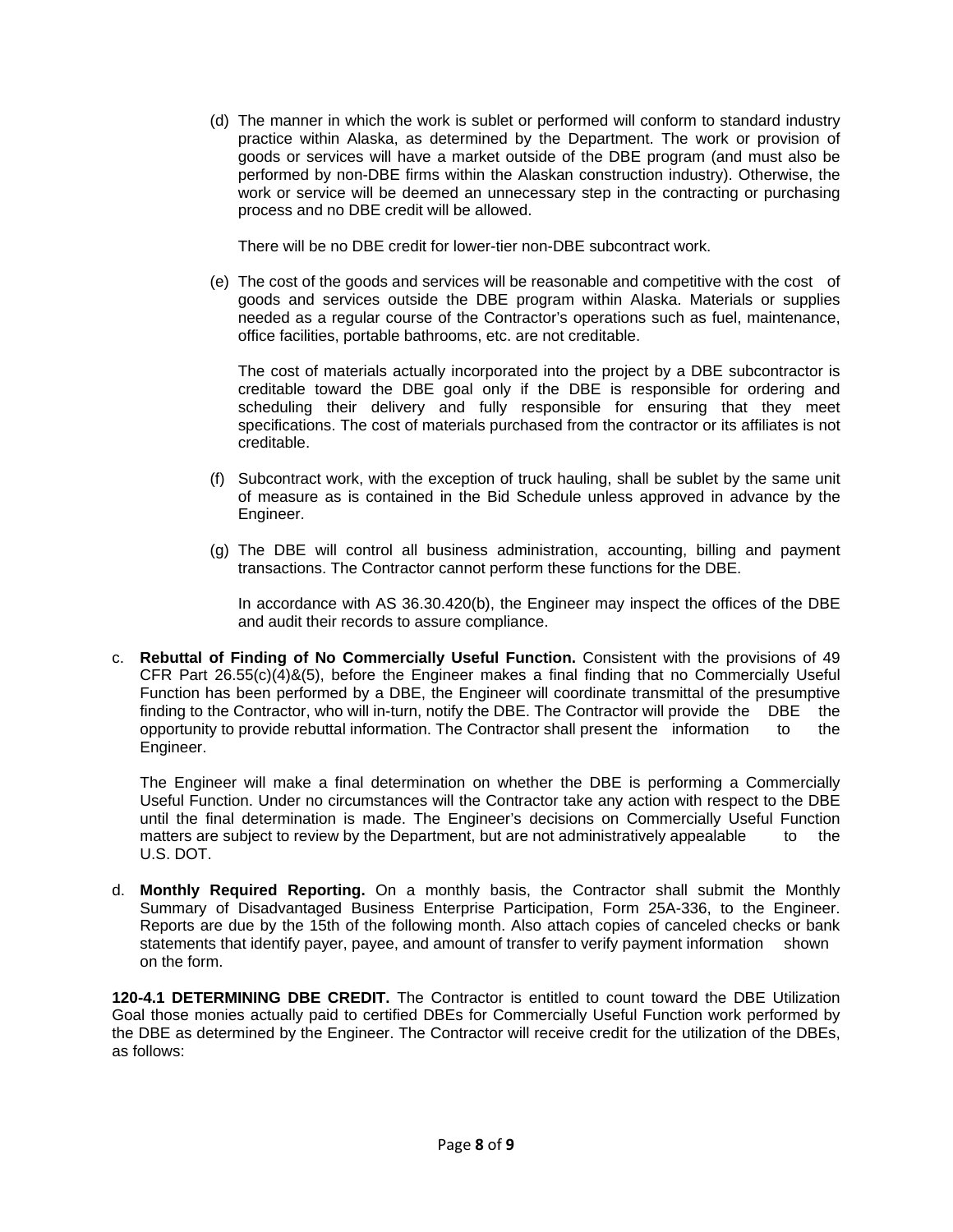(d) The manner in which the work is sublet or performed will conform to standard industry practice within Alaska, as determined by the Department. The work or provision of goods or services will have a market outside of the DBE program (and must also be performed by non-DBE firms within the Alaskan construction industry). Otherwise, the work or service will be deemed an unnecessary step in the contracting or purchasing process and no DBE credit will be allowed.

There will be no DBE credit for lower-tier non-DBE subcontract work.

(e) The cost of the goods and services will be reasonable and competitive with the cost of goods and services outside the DBE program within Alaska. Materials or supplies needed as a regular course of the Contractor's operations such as fuel, maintenance, office facilities, portable bathrooms, etc. are not creditable.

The cost of materials actually incorporated into the project by a DBE subcontractor is creditable toward the DBE goal only if the DBE is responsible for ordering and scheduling their delivery and fully responsible for ensuring that they meet specifications. The cost of materials purchased from the contractor or its affiliates is not creditable.

(f) Subcontract work, with the exception of truck hauling, shall be sublet by the same unit of measure as is contained in the Bid Schedule unless approved in advance by the Engineer.

(g) The DBE will control all business administration, accounting, billing and payment transactions. The Contractor cannot perform these functions for the DBE.

In accordance with AS 36.30.420(b), the Engineer may inspect the offices of the DBE and audit their records to assure compliance.

c. **Rebuttal of Finding of No Commercially Useful Function.** Consistent with the provisions of 49 CFR Part 26.55(c)(4)&(5), before the Engineer makes a final finding that no Commercially Useful Function has been performed by a DBE, the Engineer will coordinate transmittal of the presumptive finding to the Contractor, who will in-turn, notify the DBE. The Contractor will provide the DBE the opportunity to provide rebuttal information. The Contractor shall present the information to the Engineer.

The Engineer will make a final determination on whether the DBE is performing a Commercially Useful Function. Under no circumstances will the Contractor take any action with respect to the DBE until the final determination is made. The Engineer's decisions on Commercially Useful Function matters are subject to review by the Department, but are not administratively appealable to the U.S. DOT.

d. **Monthly Required Reporting.** On a monthly basis, the Contractor shall submit the Monthly Summary of Disadvantaged Business Enterprise Participation, Form 25A-336, to the Engineer. Reports are due by the 15th of the following month. Also attach copies of canceled checks or bank statements that identify payer, payee, and amount of transfer to verify payment information shown on the form.

**120-4.1 DETERMINING DBE CREDIT.** The Contractor is entitled to count toward the DBE Utilization Goal those monies actually paid to certified DBEs for Commercially Useful Function work performed by the DBE as determined by the Engineer. The Contractor will receive credit for the utilization of the DBEs, as follows: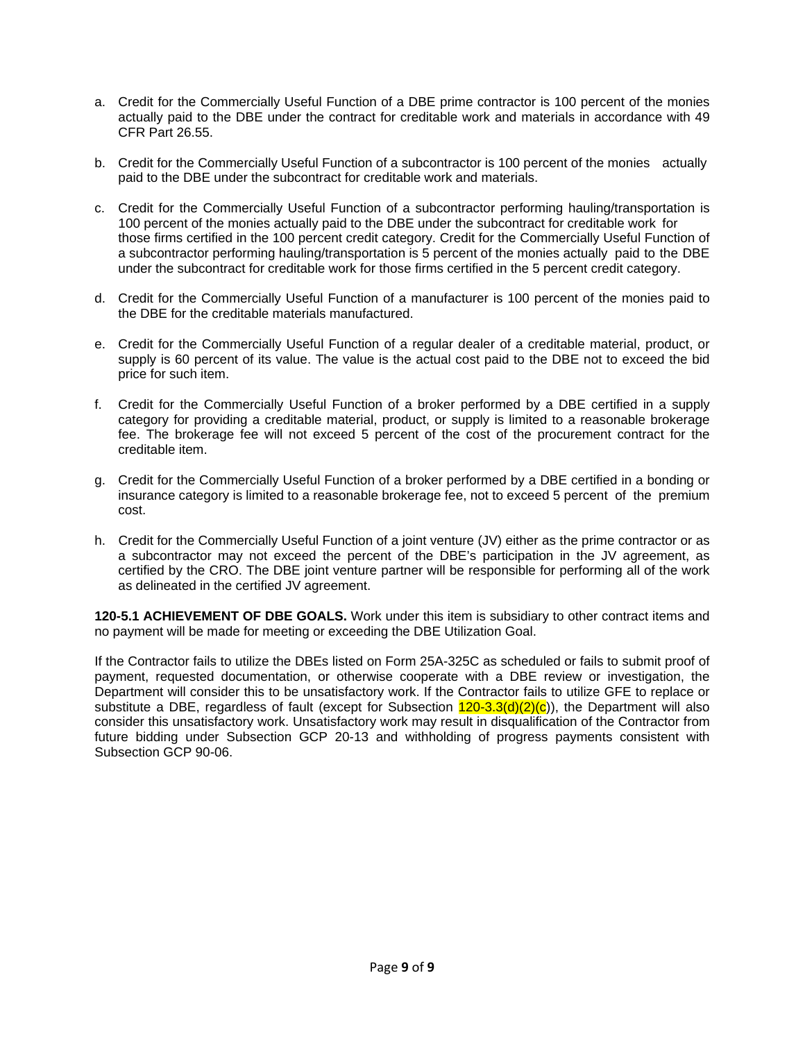a. Credit for the Commercially Useful Function of a DBE prime contractor is 100 percent of the monies actually paid to the DBE under the contract for creditable work and materials in accordance with 49 CFR Part 26.55.

b. Credit for the Commercially Useful Function of a subcontractor is 100 percent of the monies actually paid to the DBE under the subcontract for creditable work and materials.

c. Credit for the Commercially Useful Function of a subcontractor performing hauling/transportation is 100 percent of the monies actually paid to the DBE under the subcontract for creditable work for those firms certified in the 100 percent credit category. Credit for the Commercially Useful Function of a subcontractor performing hauling/transportation is 5 percent of the monies actually paid to the DBE under the subcontract for creditable work for those firms certified in the 5 percent credit category.

d. Credit for the Commercially Useful Function of a manufacturer is 100 percent of the monies paid to the DBE for the creditable materials manufactured.

e. Credit for the Commercially Useful Function of a regular dealer of a creditable material, product, or supply is 60 percent of its value. The value is the actual cost paid to the DBE not to exceed the bid price for such item.

f. Credit for the Commercially Useful Function of a broker performed by a DBE certified in a supply category for providing a creditable material, product, or supply is limited to a reasonable brokerage fee. The brokerage fee will not exceed 5 percent of the cost of the procurement contract for the creditable item.

g. Credit for the Commercially Useful Function of a broker performed by a DBE certified in a bonding or insurance category is limited to a reasonable brokerage fee, not to exceed 5 percent of the premium cost.

h. Credit for the Commercially Useful Function of a joint venture (JV) either as the prime contractor or as a subcontractor may not exceed the percent of the DBE's participation in the JV agreement, as certified by the CRO. The DBE joint venture partner will be responsible for performing all of the work as delineated in the certified JV agreement.

**120-5.1 ACHIEVEMENT OF DBE GOALS.** Work under this item is subsidiary to other contract items and no payment will be made for meeting or exceeding the DBE Utilization Goal.

If the Contractor fails to utilize the DBEs listed on Form 25A-325C as scheduled or fails to submit proof of payment, requested documentation, or otherwise cooperate with a DBE review or investigation, the Department will consider this to be unsatisfactory work. If the Contractor fails to utilize GFE to replace or substitute a DBE, regardless of fault (except for Subsection 120-3.3(d)(2)(c)), the Department will also consider this unsatisfactory work. Unsatisfactory work may result in disqualification of the Contractor from future bidding under Subsection GCP 20-13 and withholding of progress payments consistent with Subsection GCP 90-06.